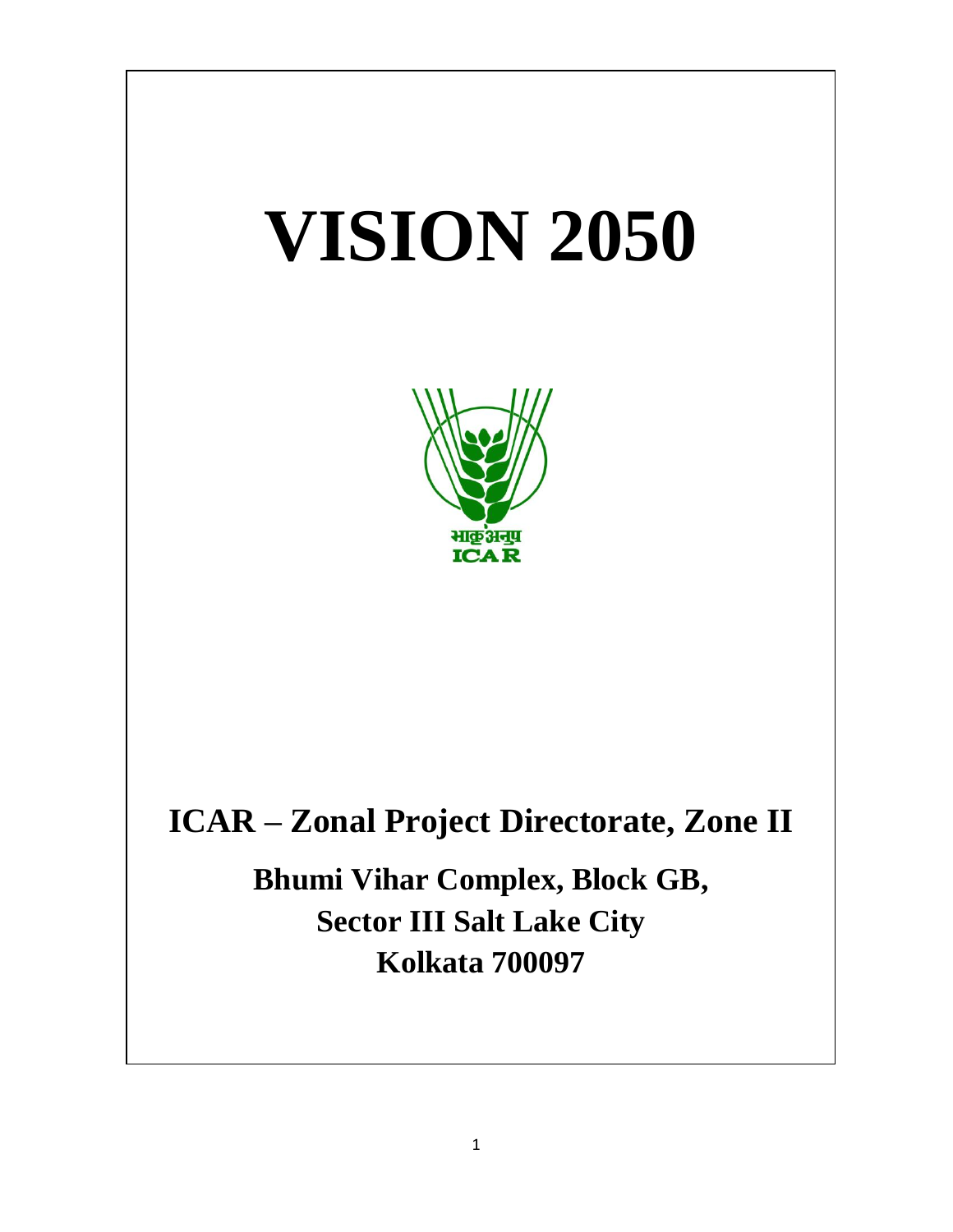# VISION 2050

भाकृअनुप
ICAR

## ICAR – Zonal Project Directorate, Zone II

**Bhumi Vihar Complex, Block GB,**
**Sector III Salt Lake City**
**Kolkata 700097**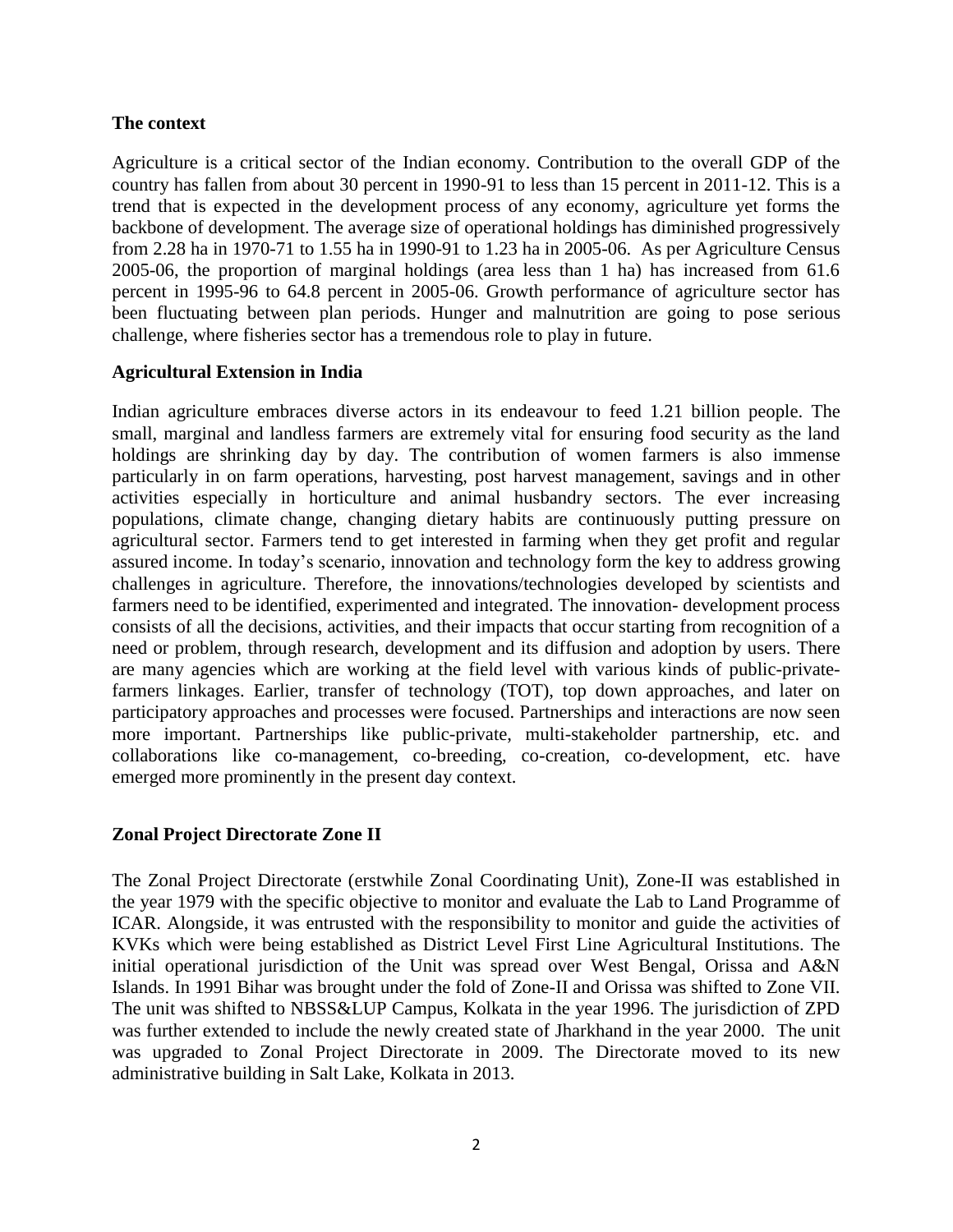## The context

Agriculture is a critical sector of the Indian economy. Contribution to the overall GDP of the country has fallen from about 30 percent in 1990-91 to less than 15 percent in 2011-12. This is a trend that is expected in the development process of any economy, agriculture yet forms the backbone of development. The average size of operational holdings has diminished progressively from 2.28 ha in 1970-71 to 1.55 ha in 1990-91 to 1.23 ha in 2005-06. As per Agriculture Census 2005-06, the proportion of marginal holdings (area less than 1 ha) has increased from 61.6 percent in 1995-96 to 64.8 percent in 2005-06. Growth performance of agriculture sector has been fluctuating between plan periods. Hunger and malnutrition are going to pose serious challenge, where fisheries sector has a tremendous role to play in future.

## Agricultural Extension in India

Indian agriculture embraces diverse actors in its endeavour to feed 1.21 billion people. The small, marginal and landless farmers are extremely vital for ensuring food security as the land holdings are shrinking day by day. The contribution of women farmers is also immense particularly in on farm operations, harvesting, post harvest management, savings and in other activities especially in horticulture and animal husbandry sectors. The ever increasing populations, climate change, changing dietary habits are continuously putting pressure on agricultural sector. Farmers tend to get interested in farming when they get profit and regular assured income. In today's scenario, innovation and technology form the key to address growing challenges in agriculture. Therefore, the innovations/technologies developed by scientists and farmers need to be identified, experimented and integrated. The innovation- development process consists of all the decisions, activities, and their impacts that occur starting from recognition of a need or problem, through research, development and its diffusion and adoption by users. There are many agencies which are working at the field level with various kinds of public-private-farmers linkages. Earlier, transfer of technology (TOT), top down approaches, and later on participatory approaches and processes were focused. Partnerships and interactions are now seen more important. Partnerships like public-private, multi-stakeholder partnership, etc. and collaborations like co-management, co-breeding, co-creation, co-development, etc. have emerged more prominently in the present day context.

## Zonal Project Directorate Zone II

The Zonal Project Directorate (erstwhile Zonal Coordinating Unit), Zone-II was established in the year 1979 with the specific objective to monitor and evaluate the Lab to Land Programme of ICAR. Alongside, it was entrusted with the responsibility to monitor and guide the activities of KVKs which were being established as District Level First Line Agricultural Institutions. The initial operational jurisdiction of the Unit was spread over West Bengal, Orissa and A&N Islands. In 1991 Bihar was brought under the fold of Zone-II and Orissa was shifted to Zone VII. The unit was shifted to NBSS&LUP Campus, Kolkata in the year 1996. The jurisdiction of ZPD was further extended to include the newly created state of Jharkhand in the year 2000. The unit was upgraded to Zonal Project Directorate in 2009. The Directorate moved to its new administrative building in Salt Lake, Kolkata in 2013.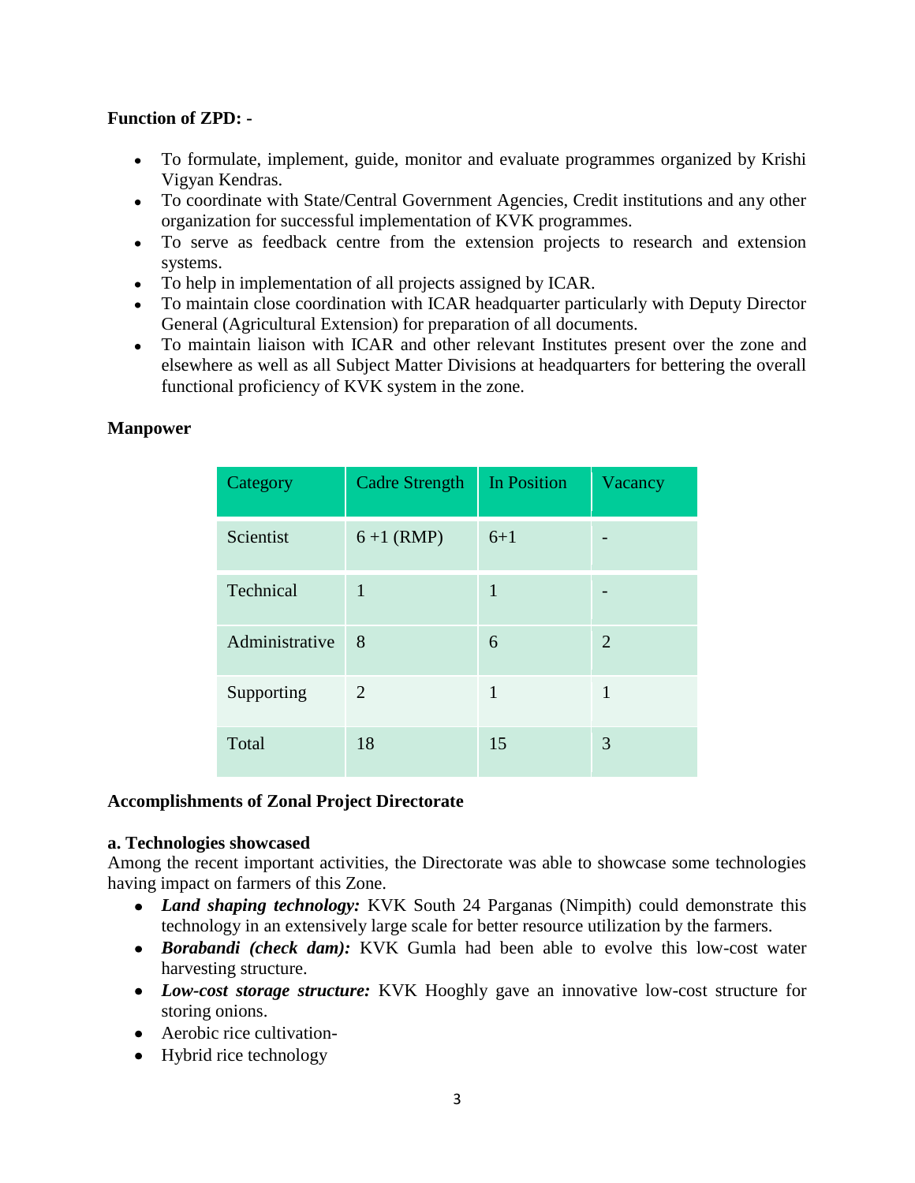**Function of ZPD: -**

- To formulate, implement, guide, monitor and evaluate programmes organized by Krishi Vigyan Kendras.
- To coordinate with State/Central Government Agencies, Credit institutions and any other organization for successful implementation of KVK programmes.
- To serve as feedback centre from the extension projects to research and extension systems.
- To help in implementation of all projects assigned by ICAR.
- To maintain close coordination with ICAR headquarter particularly with Deputy Director General (Agricultural Extension) for preparation of all documents.
- To maintain liaison with ICAR and other relevant Institutes present over the zone and elsewhere as well as all Subject Matter Divisions at headquarters for bettering the overall functional proficiency of KVK system in the zone.

**Manpower**

| Category | Cadre Strength | In Position | Vacancy |
|---|---|---|---|
| Scientist | 6 +1 (RMP) | 6+1 | - |
| Technical | 1 | 1 | - |
| Administrative | 8 | 6 | 2 |
| Supporting | 2 | 1 | 1 |
| Total | 18 | 15 | 3 |

**Accomplishments of Zonal Project Directorate**

**a. Technologies showcased**

Among the recent important activities, the Directorate was able to showcase some technologies having impact on farmers of this Zone.

- ***Land shaping technology:*** KVK South 24 Parganas (Nimpith) could demonstrate this technology in an extensively large scale for better resource utilization by the farmers.
- ***Borabandi (check dam):*** KVK Gumla had been able to evolve this low-cost water harvesting structure.
- ***Low-cost storage structure:*** KVK Hooghly gave an innovative low-cost structure for storing onions.
- Aerobic rice cultivation-
- Hybrid rice technology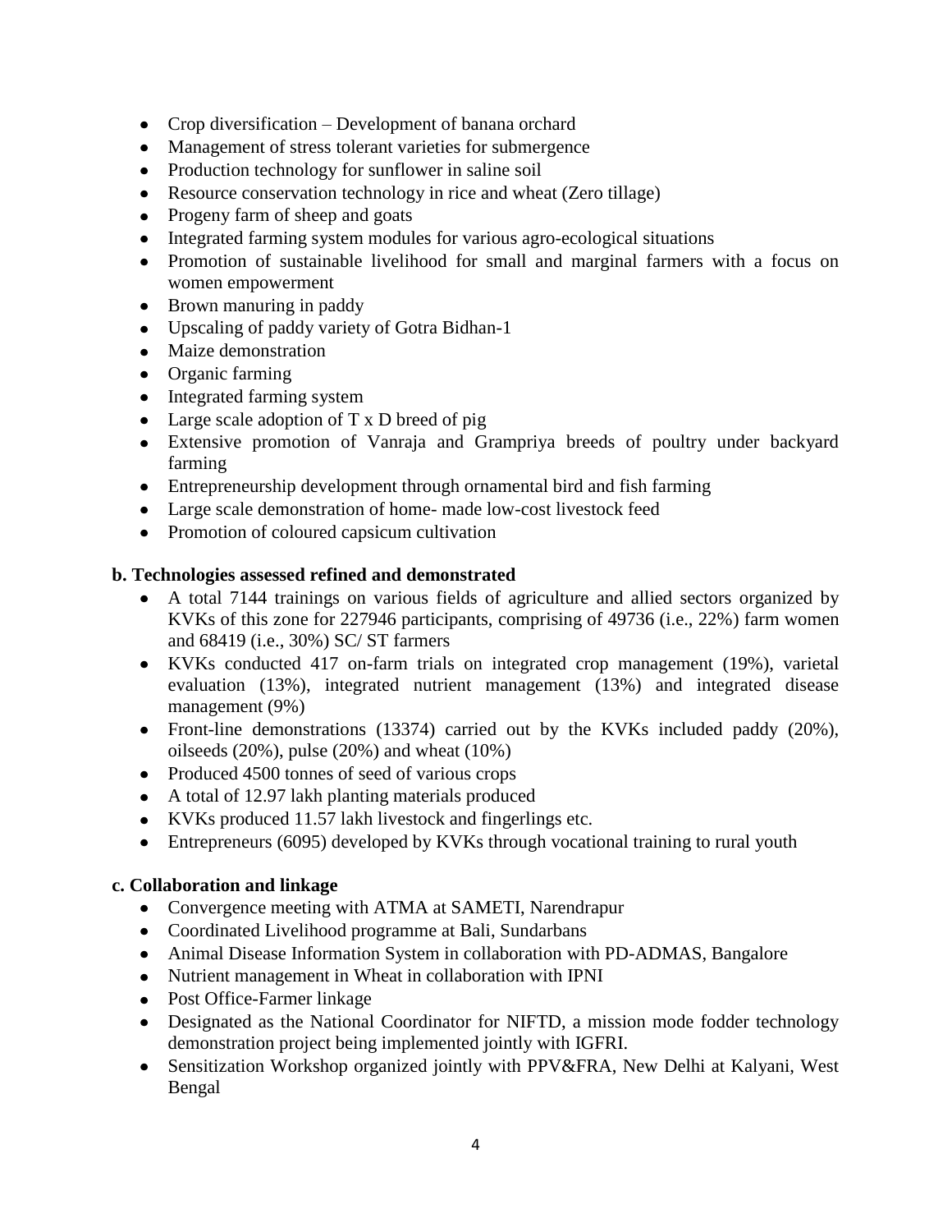- Crop diversification – Development of banana orchard
- Management of stress tolerant varieties for submergence
- Production technology for sunflower in saline soil
- Resource conservation technology in rice and wheat (Zero tillage)
- Progeny farm of sheep and goats
- Integrated farming system modules for various agro-ecological situations
- Promotion of sustainable livelihood for small and marginal farmers with a focus on women empowerment
- Brown manuring in paddy
- Upscaling of paddy variety of Gotra Bidhan-1
- Maize demonstration
- Organic farming
- Integrated farming system
- Large scale adoption of T x D breed of pig
- Extensive promotion of Vanraja and Grampriya breeds of poultry under backyard farming
- Entrepreneurship development through ornamental bird and fish farming
- Large scale demonstration of home- made low-cost livestock feed
- Promotion of coloured capsicum cultivation

**b. Technologies assessed refined and demonstrated**

- A total 7144 trainings on various fields of agriculture and allied sectors organized by KVKs of this zone for 227946 participants, comprising of 49736 (i.e., 22%) farm women and 68419 (i.e., 30%) SC/ ST farmers
- KVKs conducted 417 on-farm trials on integrated crop management (19%), varietal evaluation (13%), integrated nutrient management (13%) and integrated disease management (9%)
- Front-line demonstrations (13374) carried out by the KVKs included paddy (20%), oilseeds (20%), pulse (20%) and wheat (10%)
- Produced 4500 tonnes of seed of various crops
- A total of 12.97 lakh planting materials produced
- KVKs produced 11.57 lakh livestock and fingerlings etc.
- Entrepreneurs (6095) developed by KVKs through vocational training to rural youth

**c. Collaboration and linkage**

- Convergence meeting with ATMA at SAMETI, Narendrapur
- Coordinated Livelihood programme at Bali, Sundarbans
- Animal Disease Information System in collaboration with PD-ADMAS, Bangalore
- Nutrient management in Wheat in collaboration with IPNI
- Post Office-Farmer linkage
- Designated as the National Coordinator for NIFTD, a mission mode fodder technology demonstration project being implemented jointly with IGFRI.
- Sensitization Workshop organized jointly with PPV&FRA, New Delhi at Kalyani, West Bengal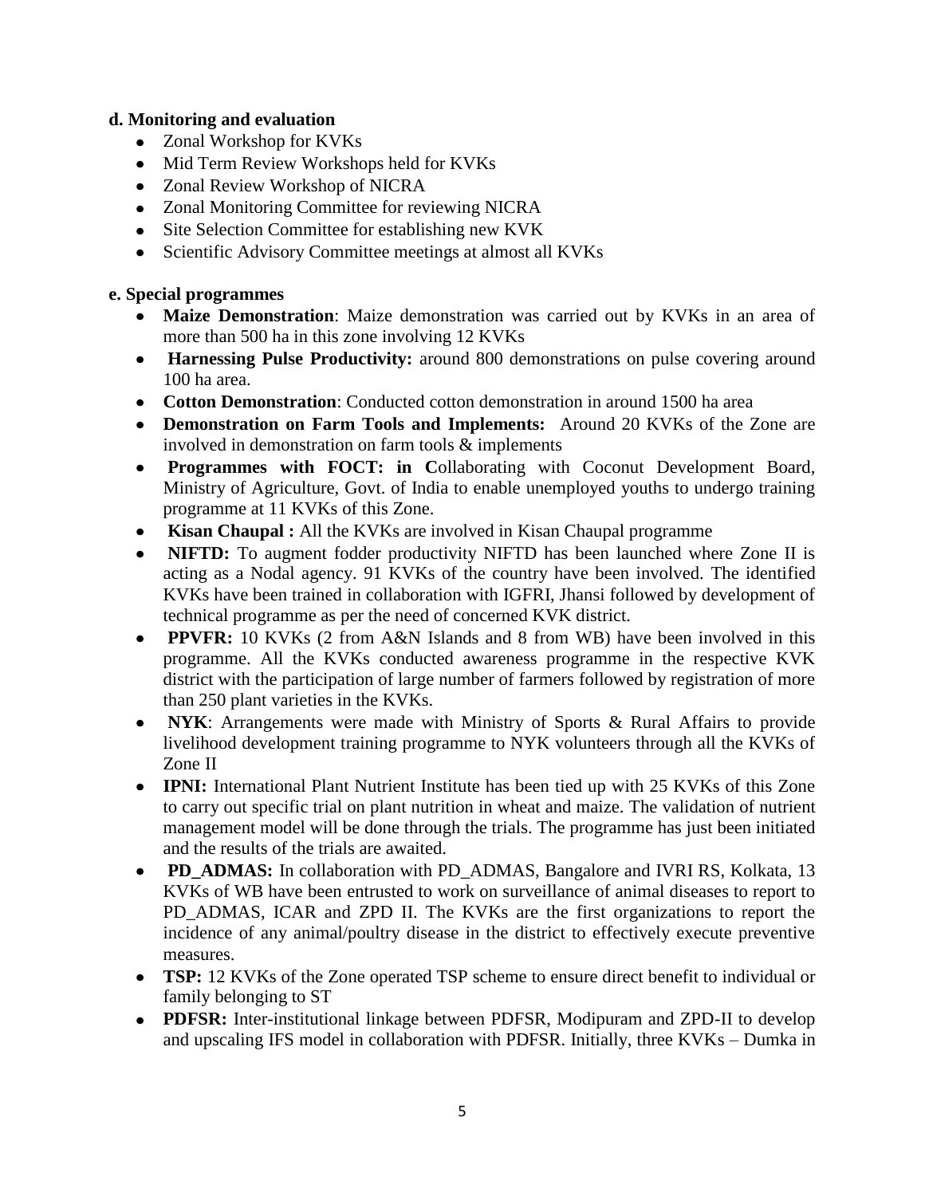**d. Monitoring and evaluation**

- Zonal Workshop for KVKs
- Mid Term Review Workshops held for KVKs
- Zonal Review Workshop of NICRA
- Zonal Monitoring Committee for reviewing NICRA
- Site Selection Committee for establishing new KVK
- Scientific Advisory Committee meetings at almost all KVKs

**e. Special programmes**

- **Maize Demonstration**: Maize demonstration was carried out by KVKs in an area of more than 500 ha in this zone involving 12 KVKs
- **Harnessing Pulse Productivity:** around 800 demonstrations on pulse covering around 100 ha area.
- **Cotton Demonstration**: Conducted cotton demonstration in around 1500 ha area
- **Demonstration on Farm Tools and Implements:** Around 20 KVKs of the Zone are involved in demonstration on farm tools & implements
- **Programmes with FOCT: in C**ollaborating with Coconut Development Board, Ministry of Agriculture, Govt. of India to enable unemployed youths to undergo training programme at 11 KVKs of this Zone.
- **Kisan Chaupal :** All the KVKs are involved in Kisan Chaupal programme
- **NIFTD:** To augment fodder productivity NIFTD has been launched where Zone II is acting as a Nodal agency. 91 KVKs of the country have been involved. The identified KVKs have been trained in collaboration with IGFRI, Jhansi followed by development of technical programme as per the need of concerned KVK district.
- **PPVFR:** 10 KVKs (2 from A&N Islands and 8 from WB) have been involved in this programme. All the KVKs conducted awareness programme in the respective KVK district with the participation of large number of farmers followed by registration of more than 250 plant varieties in the KVKs.
- **NYK**: Arrangements were made with Ministry of Sports & Rural Affairs to provide livelihood development training programme to NYK volunteers through all the KVKs of Zone II
- **IPNI:** International Plant Nutrient Institute has been tied up with 25 KVKs of this Zone to carry out specific trial on plant nutrition in wheat and maize. The validation of nutrient management model will be done through the trials. The programme has just been initiated and the results of the trials are awaited.
- **PD_ADMAS:** In collaboration with PD_ADMAS, Bangalore and IVRI RS, Kolkata, 13 KVKs of WB have been entrusted to work on surveillance of animal diseases to report to PD_ADMAS, ICAR and ZPD II. The KVKs are the first organizations to report the incidence of any animal/poultry disease in the district to effectively execute preventive measures.
- **TSP:** 12 KVKs of the Zone operated TSP scheme to ensure direct benefit to individual or family belonging to ST
- **PDFSR:** Inter-institutional linkage between PDFSR, Modipuram and ZPD-II to develop and upscaling IFS model in collaboration with PDFSR. Initially, three KVKs – Dumka in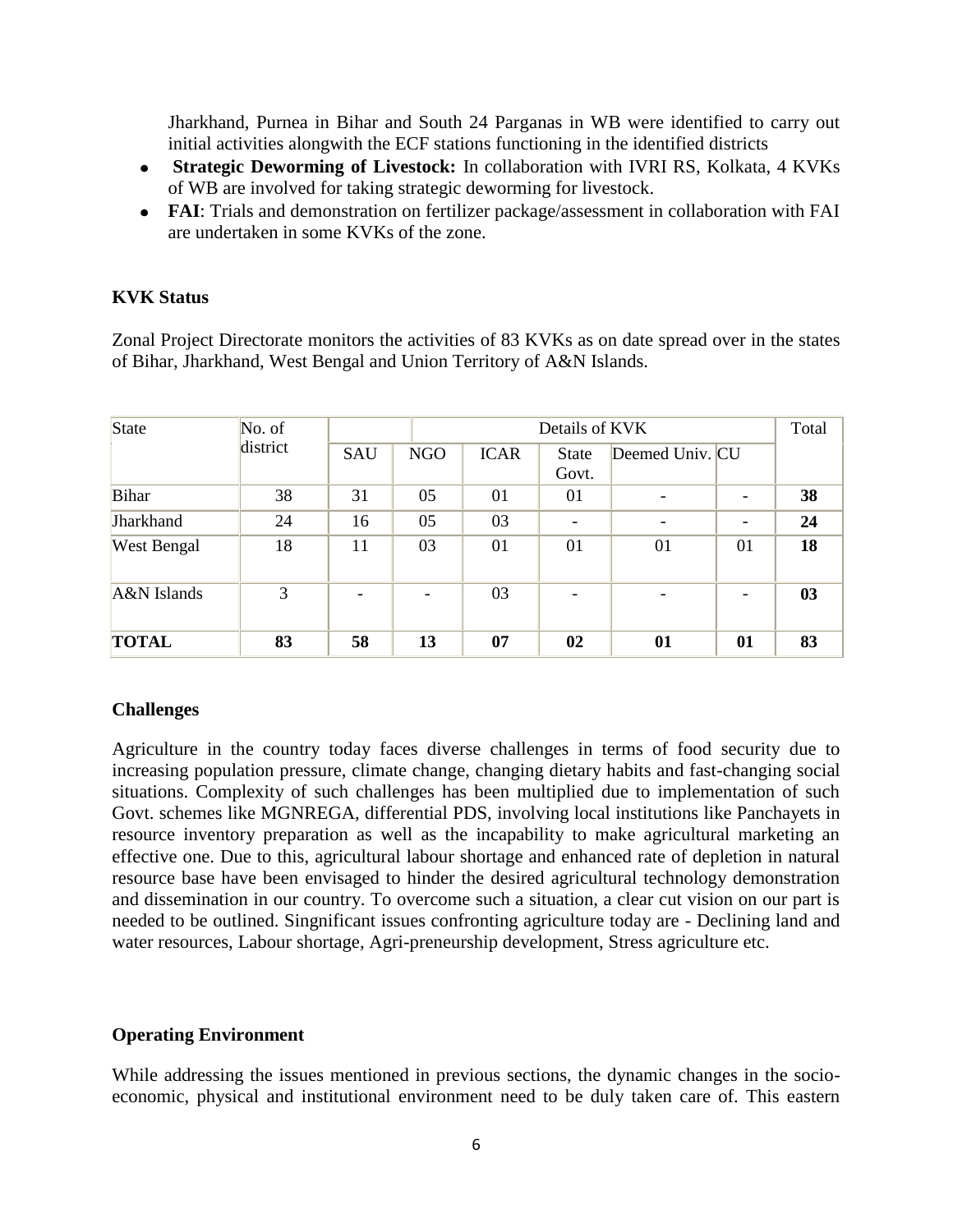Jharkhand, Purnea in Bihar and South 24 Parganas in WB were identified to carry out initial activities alongwith the ECF stations functioning in the identified districts

- **Strategic Deworming of Livestock:** In collaboration with IVRI RS, Kolkata, 4 KVKs of WB are involved for taking strategic deworming for livestock.
- **FAI**: Trials and demonstration on fertilizer package/assessment in collaboration with FAI are undertaken in some KVKs of the zone.

### KVK Status

Zonal Project Directorate monitors the activities of 83 KVKs as on date spread over in the states of Bihar, Jharkhand, West Bengal and Union Territory of A&N Islands.

| State | No. of district | Details of KVK | | | | | | Total |
|---|---|---|---|---|---|---|---|---|
| | | SAU | NGO | ICAR | State Govt. | Deemed Univ. | CU | |
| Bihar | 38 | 31 | 05 | 01 | 01 | - | - | **38** |
| Jharkhand | 24 | 16 | 05 | 03 | - | - | - | **24** |
| West Bengal | 18 | 11 | 03 | 01 | 01 | 01 | 01 | **18** |
| A&N Islands | 3 | - | - | 03 | - | - | - | **03** |
| **TOTAL** | **83** | **58** | **13** | **07** | **02** | **01** | **01** | **83** |

### Challenges

Agriculture in the country today faces diverse challenges in terms of food security due to increasing population pressure, climate change, changing dietary habits and fast-changing social situations. Complexity of such challenges has been multiplied due to implementation of such Govt. schemes like MGNREGA, differential PDS, involving local institutions like Panchayets in resource inventory preparation as well as the incapability to make agricultural marketing an effective one. Due to this, agricultural labour shortage and enhanced rate of depletion in natural resource base have been envisaged to hinder the desired agricultural technology demonstration and dissemination in our country. To overcome such a situation, a clear cut vision on our part is needed to be outlined. Singnificant issues confronting agriculture today are - Declining land and water resources, Labour shortage, Agri-preneurship development, Stress agriculture etc.

### Operating Environment

While addressing the issues mentioned in previous sections, the dynamic changes in the socio-economic, physical and institutional environment need to be duly taken care of. This eastern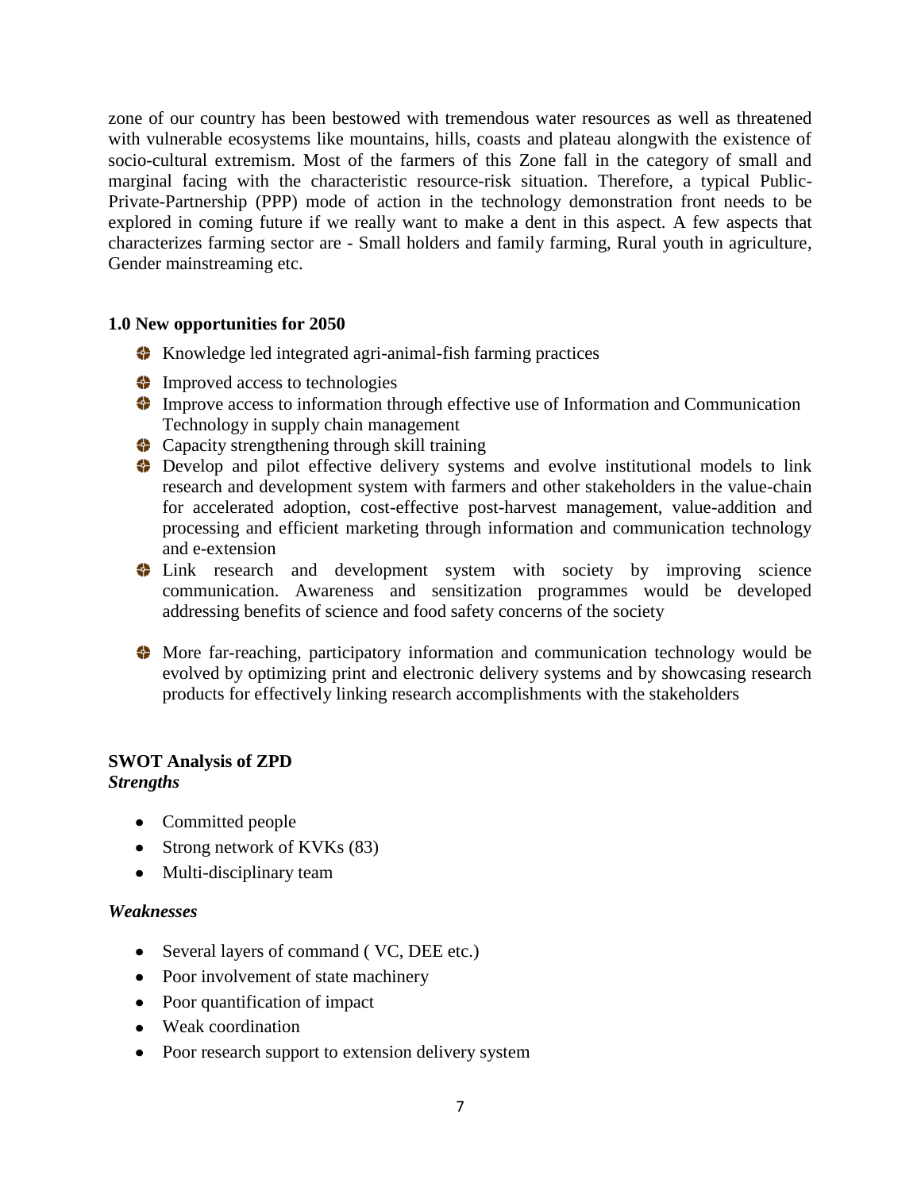zone of our country has been bestowed with tremendous water resources as well as threatened with vulnerable ecosystems like mountains, hills, coasts and plateau alongwith the existence of socio-cultural extremism. Most of the farmers of this Zone fall in the category of small and marginal facing with the characteristic resource-risk situation. Therefore, a typical Public-Private-Partnership (PPP) mode of action in the technology demonstration front needs to be explored in coming future if we really want to make a dent in this aspect. A few aspects that characterizes farming sector are - Small holders and family farming, Rural youth in agriculture, Gender mainstreaming etc.

### 1.0 New opportunities for 2050

- Knowledge led integrated agri-animal-fish farming practices
- Improved access to technologies
- Improve access to information through effective use of Information and Communication Technology in supply chain management
- Capacity strengthening through skill training
- Develop and pilot effective delivery systems and evolve institutional models to link research and development system with farmers and other stakeholders in the value-chain for accelerated adoption, cost-effective post-harvest management, value-addition and processing and efficient marketing through information and communication technology and e-extension
- Link research and development system with society by improving science communication. Awareness and sensitization programmes would be developed addressing benefits of science and food safety concerns of the society
- More far-reaching, participatory information and communication technology would be evolved by optimizing print and electronic delivery systems and by showcasing research products for effectively linking research accomplishments with the stakeholders

### SWOT Analysis of ZPD

***Strengths***

- Committed people
- Strong network of KVKs (83)
- Multi-disciplinary team

***Weaknesses***

- Several layers of command ( VC, DEE etc.)
- Poor involvement of state machinery
- Poor quantification of impact
- Weak coordination
- Poor research support to extension delivery system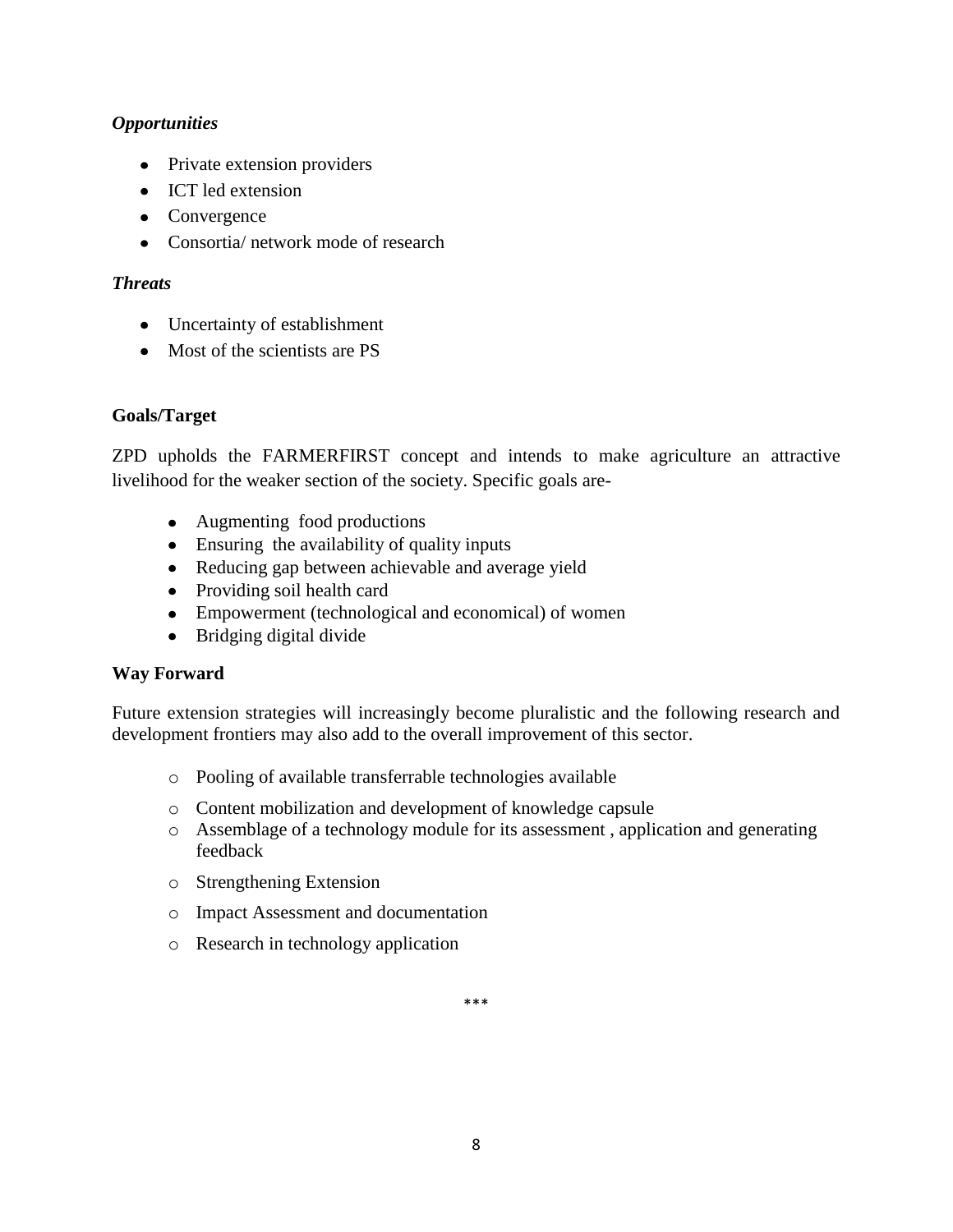***Opportunities***

- Private extension providers
- ICT led extension
- Convergence
- Consortia/ network mode of research

***Threats***

- Uncertainty of establishment
- Most of the scientists are PS

**Goals/Target**

ZPD upholds the FARMERFIRST concept and intends to make agriculture an attractive livelihood for the weaker section of the society. Specific goals are-

- Augmenting food productions
- Ensuring the availability of quality inputs
- Reducing gap between achievable and average yield
- Providing soil health card
- Empowerment (technological and economical) of women
- Bridging digital divide

**Way Forward**

Future extension strategies will increasingly become pluralistic and the following research and development frontiers may also add to the overall improvement of this sector.

- Pooling of available transferrable technologies available
- Content mobilization and development of knowledge capsule
- Assemblage of a technology module for its assessment , application and generating feedback
- Strengthening Extension
- Impact Assessment and documentation
- Research in technology application

***